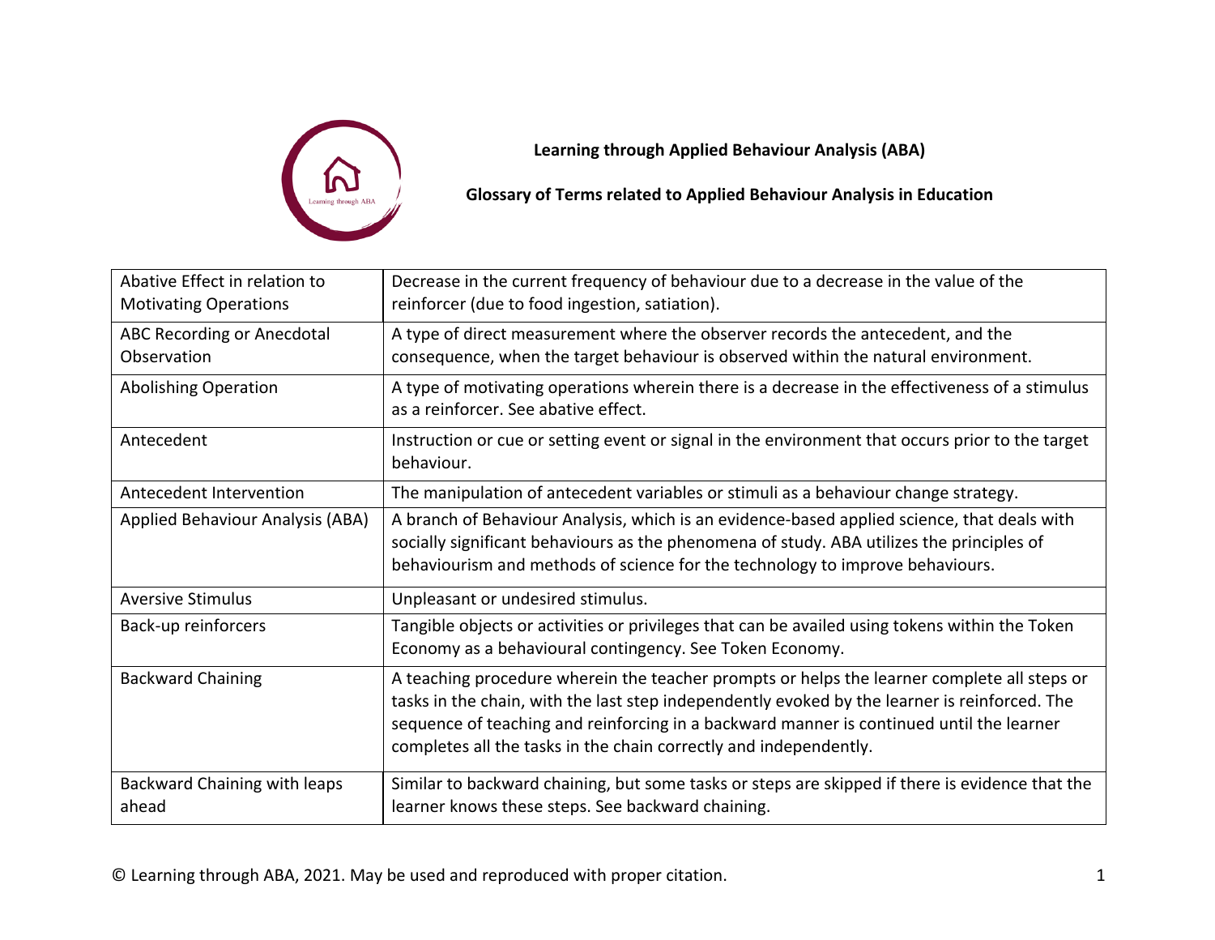**Learning through Applied Behaviour Analysis (ABA)**

**Glossary of Terms related to Applied Behaviour Analysis in Education**

| Term | Definition |
|---|---|
| Abative Effect in relation to Motivating Operations | Decrease in the current frequency of behaviour due to a decrease in the value of the reinforcer (due to food ingestion, satiation). |
| ABC Recording or Anecdotal Observation | A type of direct measurement where the observer records the antecedent, and the consequence, when the target behaviour is observed within the natural environment. |
| Abolishing Operation | A type of motivating operations wherein there is a decrease in the effectiveness of a stimulus as a reinforcer. See abative effect. |
| Antecedent | Instruction or cue or setting event or signal in the environment that occurs prior to the target behaviour. |
| Antecedent Intervention | The manipulation of antecedent variables or stimuli as a behaviour change strategy. |
| Applied Behaviour Analysis (ABA) | A branch of Behaviour Analysis, which is an evidence-based applied science, that deals with socially significant behaviours as the phenomena of study. ABA utilizes the principles of behaviourism and methods of science for the technology to improve behaviours. |
| Aversive Stimulus | Unpleasant or undesired stimulus. |
| Back-up reinforcers | Tangible objects or activities or privileges that can be availed using tokens within the Token Economy as a behavioural contingency. See Token Economy. |
| Backward Chaining | A teaching procedure wherein the teacher prompts or helps the learner complete all steps or tasks in the chain, with the last step independently evoked by the learner is reinforced. The sequence of teaching and reinforcing in a backward manner is continued until the learner completes all the tasks in the chain correctly and independently. |
| Backward Chaining with leaps ahead | Similar to backward chaining, but some tasks or steps are skipped if there is evidence that the learner knows these steps. See backward chaining. |

© Learning through ABA, 2021. May be used and reproduced with proper citation.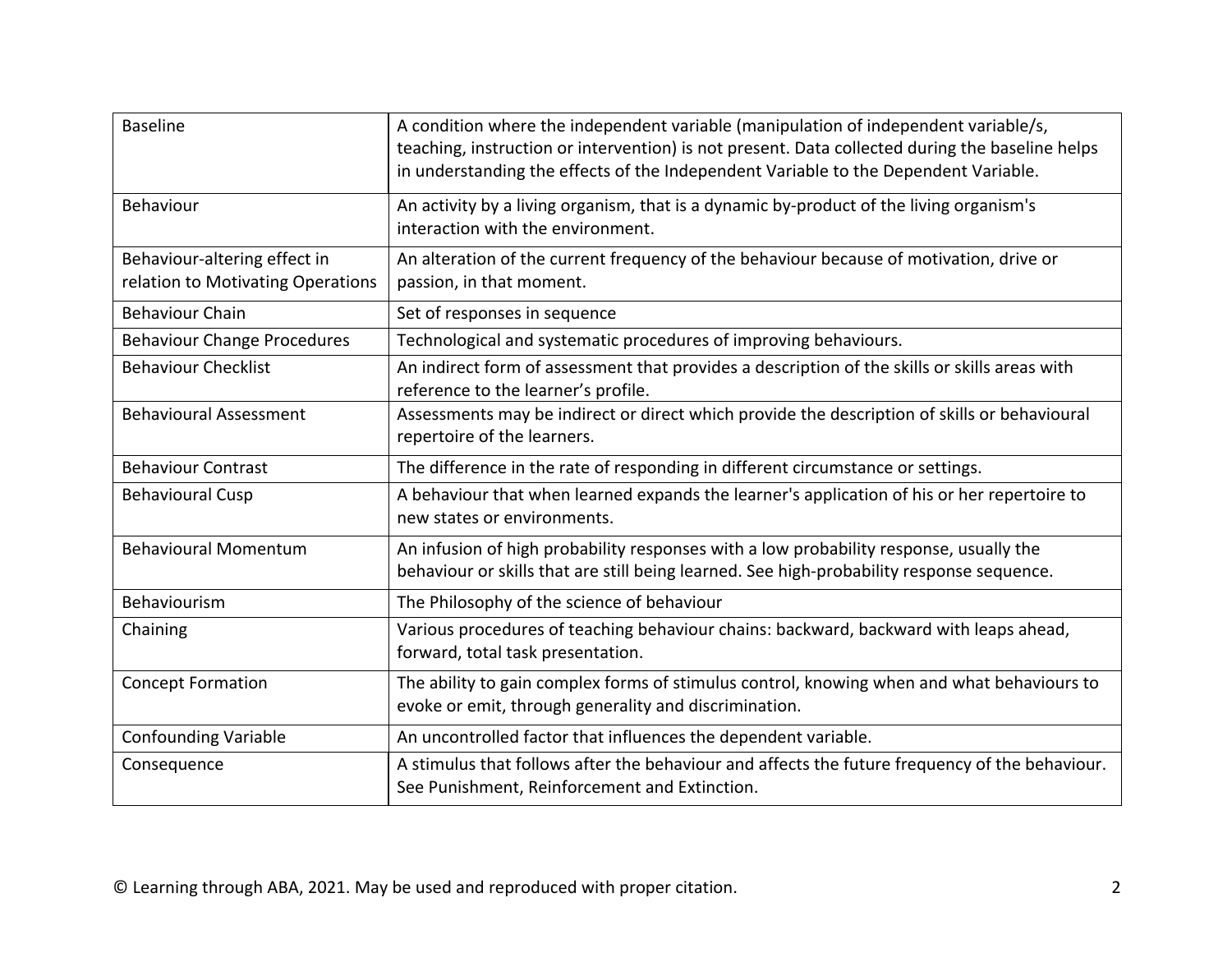| | |
|---|---|
| Baseline | A condition where the independent variable (manipulation of independent variable/s, teaching, instruction or intervention) is not present. Data collected during the baseline helps in understanding the effects of the Independent Variable to the Dependent Variable. |
| Behaviour | An activity by a living organism, that is a dynamic by-product of the living organism's interaction with the environment. |
| Behaviour-altering effect in relation to Motivating Operations | An alteration of the current frequency of the behaviour because of motivation, drive or passion, in that moment. |
| Behaviour Chain | Set of responses in sequence |
| Behaviour Change Procedures | Technological and systematic procedures of improving behaviours. |
| Behaviour Checklist | An indirect form of assessment that provides a description of the skills or skills areas with reference to the learner's profile. |
| Behavioural Assessment | Assessments may be indirect or direct which provide the description of skills or behavioural repertoire of the learners. |
| Behaviour Contrast | The difference in the rate of responding in different circumstance or settings. |
| Behavioural Cusp | A behaviour that when learned expands the learner's application of his or her repertoire to new states or environments. |
| Behavioural Momentum | An infusion of high probability responses with a low probability response, usually the behaviour or skills that are still being learned. See high-probability response sequence. |
| Behaviourism | The Philosophy of the science of behaviour |
| Chaining | Various procedures of teaching behaviour chains: backward, backward with leaps ahead, forward, total task presentation. |
| Concept Formation | The ability to gain complex forms of stimulus control, knowing when and what behaviours to evoke or emit, through generality and discrimination. |
| Confounding Variable | An uncontrolled factor that influences the dependent variable. |
| Consequence | A stimulus that follows after the behaviour and affects the future frequency of the behaviour. See Punishment, Reinforcement and Extinction. |

© Learning through ABA, 2021. May be used and reproduced with proper citation.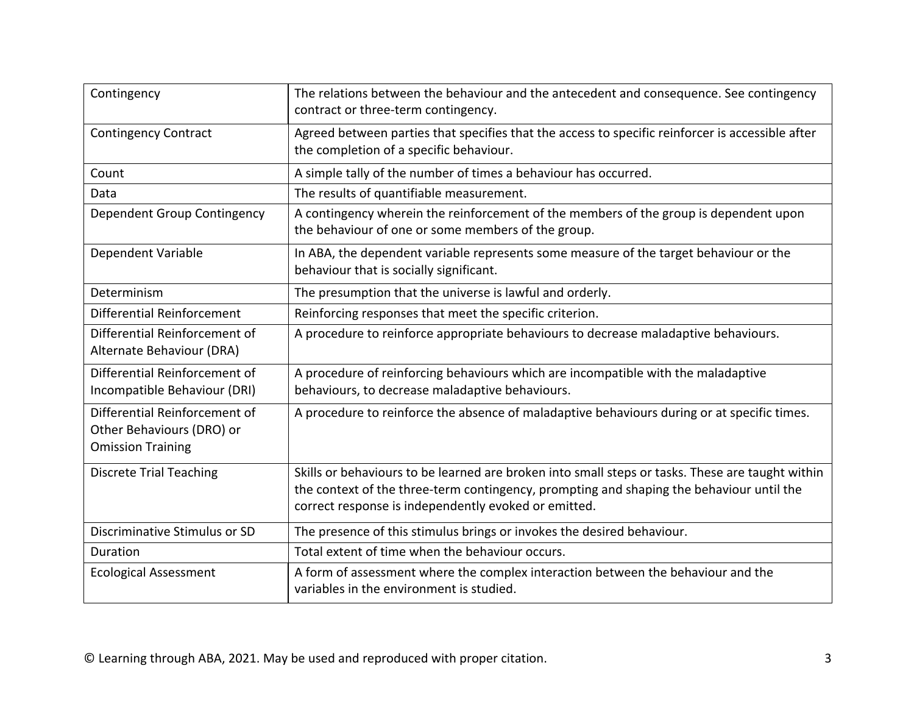| Contingency | The relations between the behaviour and the antecedent and consequence. See contingency contract or three-term contingency. |
|---|---|
| Contingency Contract | Agreed between parties that specifies that the access to specific reinforcer is accessible after the completion of a specific behaviour. |
| Count | A simple tally of the number of times a behaviour has occurred. |
| Data | The results of quantifiable measurement. |
| Dependent Group Contingency | A contingency wherein the reinforcement of the members of the group is dependent upon the behaviour of one or some members of the group. |
| Dependent Variable | In ABA, the dependent variable represents some measure of the target behaviour or the behaviour that is socially significant. |
| Determinism | The presumption that the universe is lawful and orderly. |
| Differential Reinforcement | Reinforcing responses that meet the specific criterion. |
| Differential Reinforcement of Alternate Behaviour (DRA) | A procedure to reinforce appropriate behaviours to decrease maladaptive behaviours. |
| Differential Reinforcement of Incompatible Behaviour (DRI) | A procedure of reinforcing behaviours which are incompatible with the maladaptive behaviours, to decrease maladaptive behaviours. |
| Differential Reinforcement of Other Behaviours (DRO) or Omission Training | A procedure to reinforce the absence of maladaptive behaviours during or at specific times. |
| Discrete Trial Teaching | Skills or behaviours to be learned are broken into small steps or tasks. These are taught within the context of the three-term contingency, prompting and shaping the behaviour until the correct response is independently evoked or emitted. |
| Discriminative Stimulus or SD | The presence of this stimulus brings or invokes the desired behaviour. |
| Duration | Total extent of time when the behaviour occurs. |
| Ecological Assessment | A form of assessment where the complex interaction between the behaviour and the variables in the environment is studied. |

© Learning through ABA, 2021. May be used and reproduced with proper citation.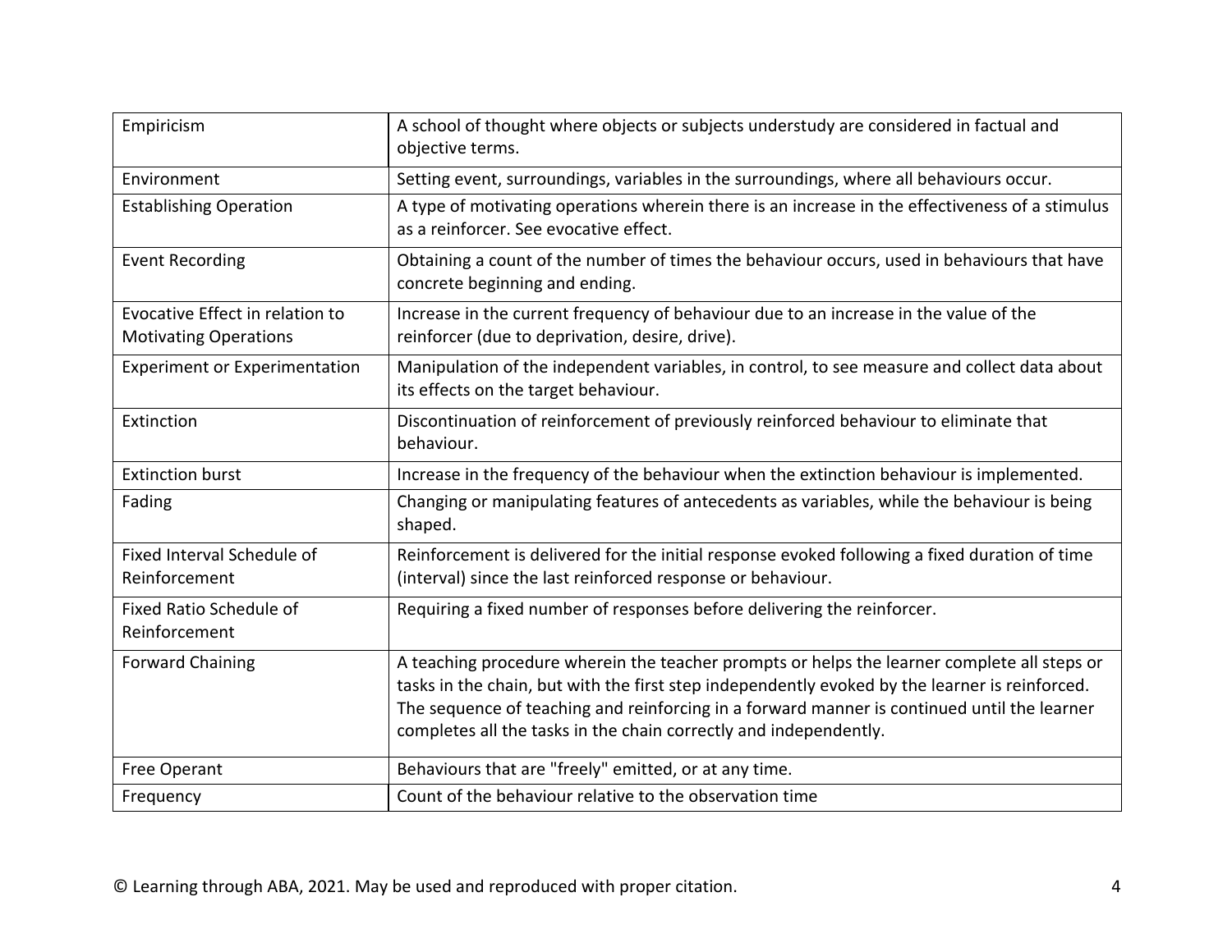| Empiricism | A school of thought where objects or subjects understudy are considered in factual and objective terms. |
|---|---|
| Environment | Setting event, surroundings, variables in the surroundings, where all behaviours occur. |
| Establishing Operation | A type of motivating operations wherein there is an increase in the effectiveness of a stimulus as a reinforcer. See evocative effect. |
| Event Recording | Obtaining a count of the number of times the behaviour occurs, used in behaviours that have concrete beginning and ending. |
| Evocative Effect in relation to Motivating Operations | Increase in the current frequency of behaviour due to an increase in the value of the reinforcer (due to deprivation, desire, drive). |
| Experiment or Experimentation | Manipulation of the independent variables, in control, to see measure and collect data about its effects on the target behaviour. |
| Extinction | Discontinuation of reinforcement of previously reinforced behaviour to eliminate that behaviour. |
| Extinction burst | Increase in the frequency of the behaviour when the extinction behaviour is implemented. |
| Fading | Changing or manipulating features of antecedents as variables, while the behaviour is being shaped. |
| Fixed Interval Schedule of Reinforcement | Reinforcement is delivered for the initial response evoked following a fixed duration of time (interval) since the last reinforced response or behaviour. |
| Fixed Ratio Schedule of Reinforcement | Requiring a fixed number of responses before delivering the reinforcer. |
| Forward Chaining | A teaching procedure wherein the teacher prompts or helps the learner complete all steps or tasks in the chain, but with the first step independently evoked by the learner is reinforced. The sequence of teaching and reinforcing in a forward manner is continued until the learner completes all the tasks in the chain correctly and independently. |
| Free Operant | Behaviours that are "freely" emitted, or at any time. |
| Frequency | Count of the behaviour relative to the observation time |

© Learning through ABA, 2021. May be used and reproduced with proper citation.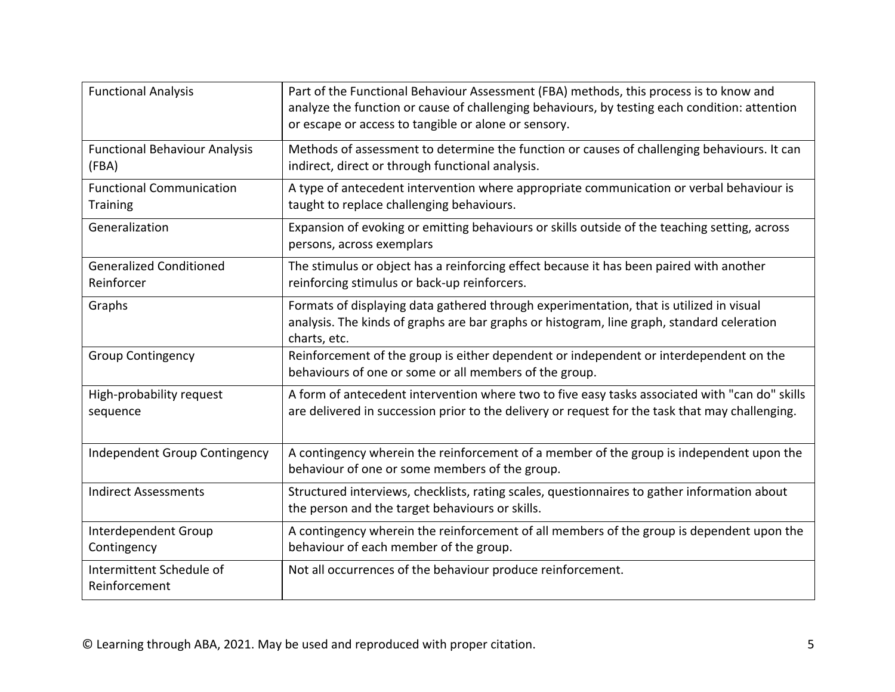| | |
|---|---|
| Functional Analysis | Part of the Functional Behaviour Assessment (FBA) methods, this process is to know and analyze the function or cause of challenging behaviours, by testing each condition: attention or escape or access to tangible or alone or sensory. |
| Functional Behaviour Analysis (FBA) | Methods of assessment to determine the function or causes of challenging behaviours. It can indirect, direct or through functional analysis. |
| Functional Communication Training | A type of antecedent intervention where appropriate communication or verbal behaviour is taught to replace challenging behaviours. |
| Generalization | Expansion of evoking or emitting behaviours or skills outside of the teaching setting, across persons, across exemplars |
| Generalized Conditioned Reinforcer | The stimulus or object has a reinforcing effect because it has been paired with another reinforcing stimulus or back-up reinforcers. |
| Graphs | Formats of displaying data gathered through experimentation, that is utilized in visual analysis. The kinds of graphs are bar graphs or histogram, line graph, standard celeration charts, etc. |
| Group Contingency | Reinforcement of the group is either dependent or independent or interdependent on the behaviours of one or some or all members of the group. |
| High-probability request sequence | A form of antecedent intervention where two to five easy tasks associated with "can do" skills are delivered in succession prior to the delivery or request for the task that may challenging. |
| Independent Group Contingency | A contingency wherein the reinforcement of a member of the group is independent upon the behaviour of one or some members of the group. |
| Indirect Assessments | Structured interviews, checklists, rating scales, questionnaires to gather information about the person and the target behaviours or skills. |
| Interdependent Group Contingency | A contingency wherein the reinforcement of all members of the group is dependent upon the behaviour of each member of the group. |
| Intermittent Schedule of Reinforcement | Not all occurrences of the behaviour produce reinforcement. |

© Learning through ABA, 2021. May be used and reproduced with proper citation.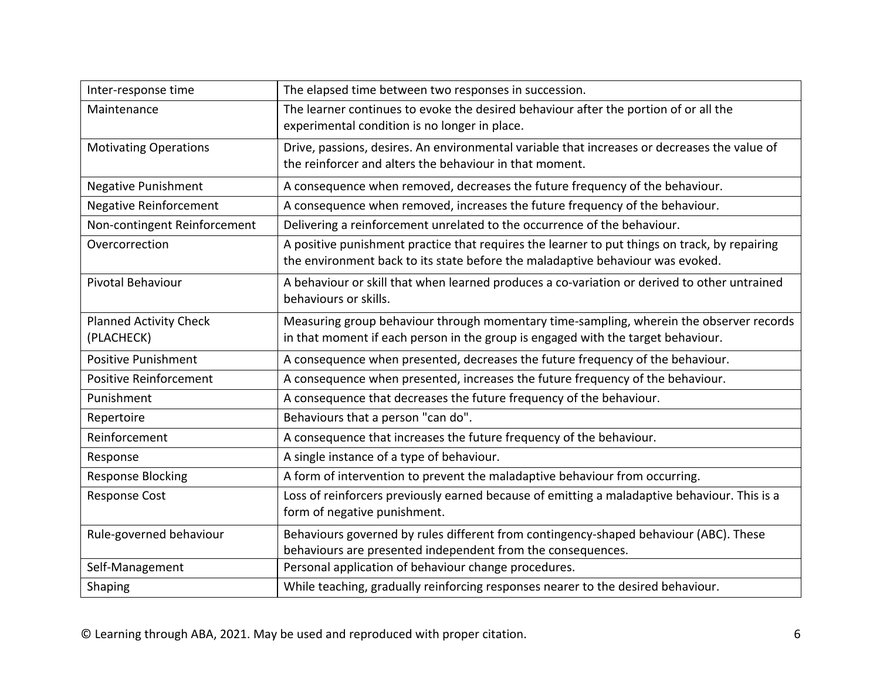| Inter-response time | The elapsed time between two responses in succession. |
|---|---|
| Maintenance | The learner continues to evoke the desired behaviour after the portion of or all the experimental condition is no longer in place. |
| Motivating Operations | Drive, passions, desires. An environmental variable that increases or decreases the value of the reinforcer and alters the behaviour in that moment. |
| Negative Punishment | A consequence when removed, decreases the future frequency of the behaviour. |
| Negative Reinforcement | A consequence when removed, increases the future frequency of the behaviour. |
| Non-contingent Reinforcement | Delivering a reinforcement unrelated to the occurrence of the behaviour. |
| Overcorrection | A positive punishment practice that requires the learner to put things on track, by repairing the environment back to its state before the maladaptive behaviour was evoked. |
| Pivotal Behaviour | A behaviour or skill that when learned produces a co-variation or derived to other untrained behaviours or skills. |
| Planned Activity Check (PLACHECK) | Measuring group behaviour through momentary time-sampling, wherein the observer records in that moment if each person in the group is engaged with the target behaviour. |
| Positive Punishment | A consequence when presented, decreases the future frequency of the behaviour. |
| Positive Reinforcement | A consequence when presented, increases the future frequency of the behaviour. |
| Punishment | A consequence that decreases the future frequency of the behaviour. |
| Repertoire | Behaviours that a person "can do". |
| Reinforcement | A consequence that increases the future frequency of the behaviour. |
| Response | A single instance of a type of behaviour. |
| Response Blocking | A form of intervention to prevent the maladaptive behaviour from occurring. |
| Response Cost | Loss of reinforcers previously earned because of emitting a maladaptive behaviour. This is a form of negative punishment. |
| Rule-governed behaviour | Behaviours governed by rules different from contingency-shaped behaviour (ABC). These behaviours are presented independent from the consequences. |
| Self-Management | Personal application of behaviour change procedures. |
| Shaping | While teaching, gradually reinforcing responses nearer to the desired behaviour. |

© Learning through ABA, 2021. May be used and reproduced with proper citation.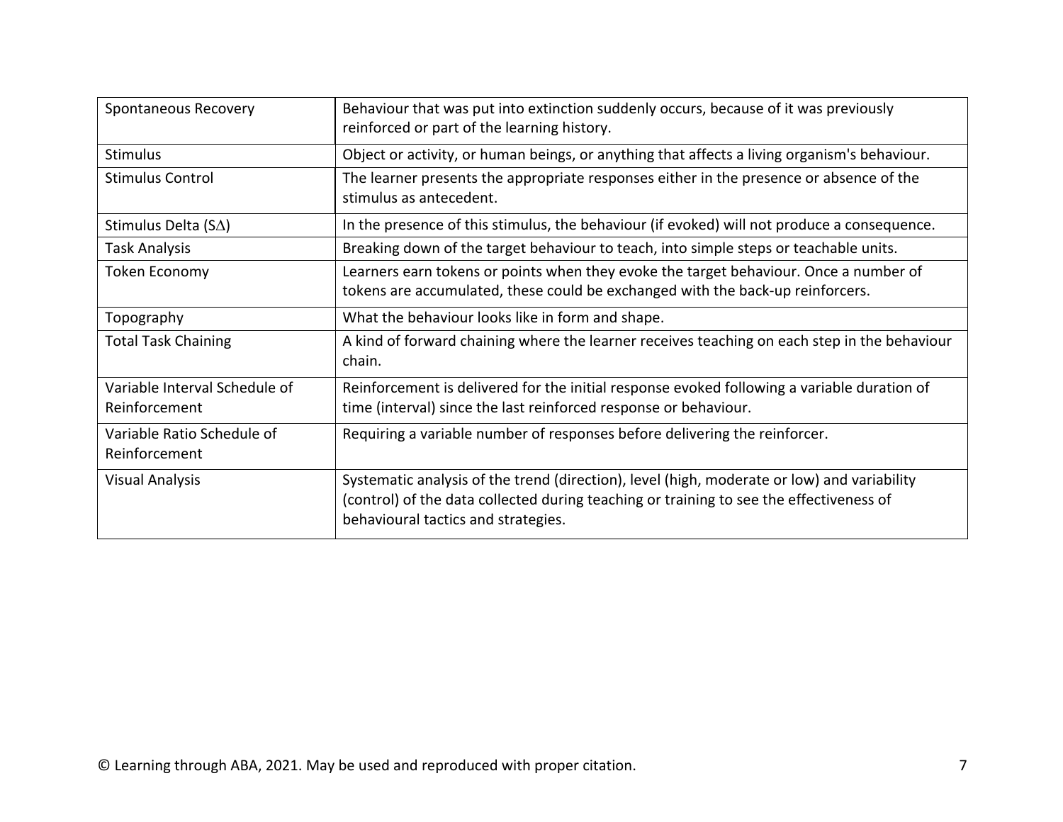| | |
|---|---|
| Spontaneous Recovery | Behaviour that was put into extinction suddenly occurs, because of it was previously reinforced or part of the learning history. |
| Stimulus | Object or activity, or human beings, or anything that affects a living organism's behaviour. |
| Stimulus Control | The learner presents the appropriate responses either in the presence or absence of the stimulus as antecedent. |
| Stimulus Delta (S$\Delta$) | In the presence of this stimulus, the behaviour (if evoked) will not produce a consequence. |
| Task Analysis | Breaking down of the target behaviour to teach, into simple steps or teachable units. |
| Token Economy | Learners earn tokens or points when they evoke the target behaviour. Once a number of tokens are accumulated, these could be exchanged with the back-up reinforcers. |
| Topography | What the behaviour looks like in form and shape. |
| Total Task Chaining | A kind of forward chaining where the learner receives teaching on each step in the behaviour chain. |
| Variable Interval Schedule of Reinforcement | Reinforcement is delivered for the initial response evoked following a variable duration of time (interval) since the last reinforced response or behaviour. |
| Variable Ratio Schedule of Reinforcement | Requiring a variable number of responses before delivering the reinforcer. |
| Visual Analysis | Systematic analysis of the trend (direction), level (high, moderate or low) and variability (control) of the data collected during teaching or training to see the effectiveness of behavioural tactics and strategies. |

© Learning through ABA, 2021. May be used and reproduced with proper citation.